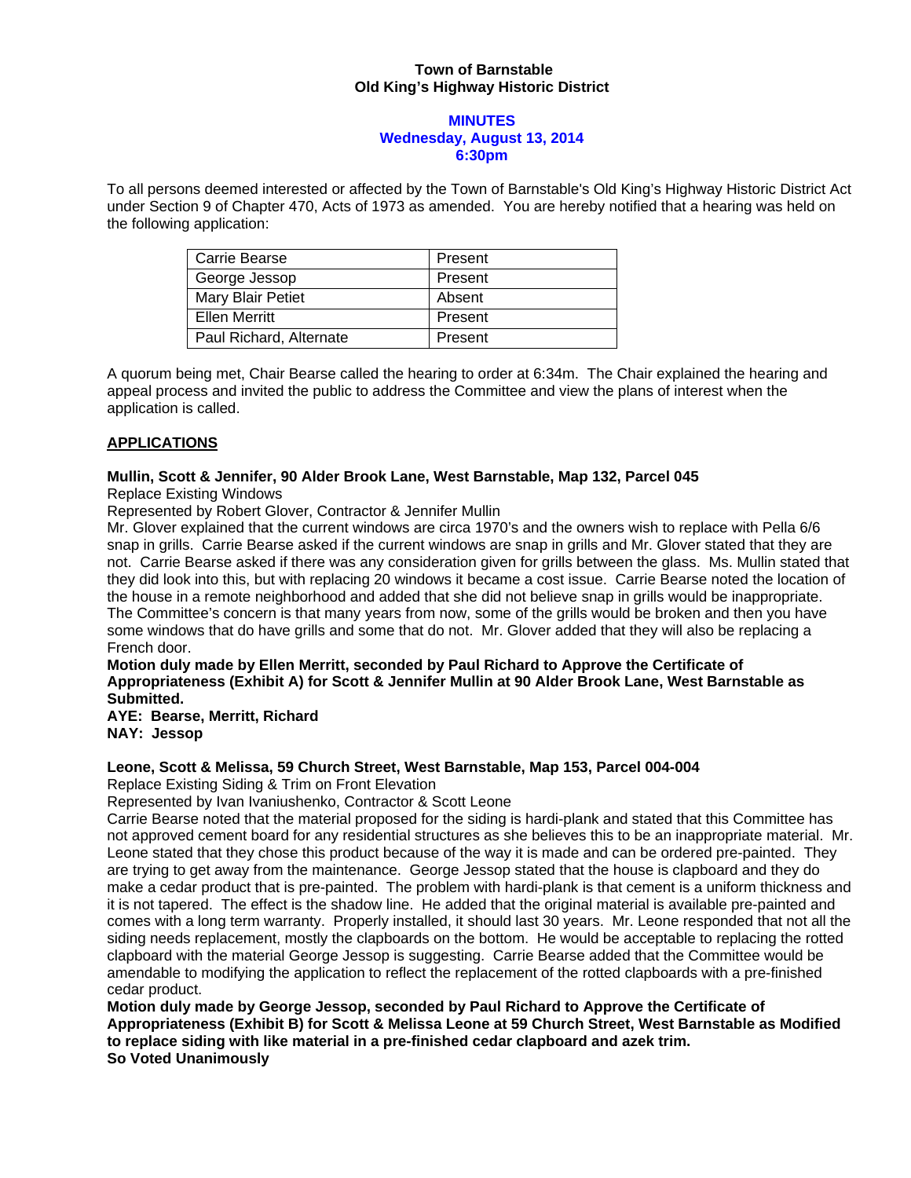**Town of Barnstable**
**Old King's Highway Historic District**

**MINUTES**
**Wednesday, August 13, 2014**
**6:30pm**

To all persons deemed interested or affected by the Town of Barnstable's Old King's Highway Historic District Act under Section 9 of Chapter 470, Acts of 1973 as amended. You are hereby notified that a hearing was held on the following application:

| | |
|---|---|
| Carrie Bearse | Present |
| George Jessop | Present |
| Mary Blair Petiet | Absent |
| Ellen Merritt | Present |
| Paul Richard, Alternate | Present |

A quorum being met, Chair Bearse called the hearing to order at 6:34m. The Chair explained the hearing and appeal process and invited the public to address the Committee and view the plans of interest when the application is called.

**APPLICATIONS**

**Mullin, Scott & Jennifer, 90 Alder Brook Lane, West Barnstable, Map 132, Parcel 045**
Replace Existing Windows
Represented by Robert Glover, Contractor & Jennifer Mullin
Mr. Glover explained that the current windows are circa 1970's and the owners wish to replace with Pella 6/6 snap in grills. Carrie Bearse asked if the current windows are snap in grills and Mr. Glover stated that they are not. Carrie Bearse asked if there was any consideration given for grills between the glass. Ms. Mullin stated that they did look into this, but with replacing 20 windows it became a cost issue. Carrie Bearse noted the location of the house in a remote neighborhood and added that she did not believe snap in grills would be inappropriate. The Committee's concern is that many years from now, some of the grills would be broken and then you have some windows that do have grills and some that do not. Mr. Glover added that they will also be replacing a French door.
**Motion duly made by Ellen Merritt, seconded by Paul Richard to Approve the Certificate of Appropriateness (Exhibit A) for Scott & Jennifer Mullin at 90 Alder Brook Lane, West Barnstable as Submitted.**
**AYE: Bearse, Merritt, Richard**
**NAY: Jessop**

**Leone, Scott & Melissa, 59 Church Street, West Barnstable, Map 153, Parcel 004-004**
Replace Existing Siding & Trim on Front Elevation
Represented by Ivan Ivaniushenko, Contractor & Scott Leone
Carrie Bearse noted that the material proposed for the siding is hardi-plank and stated that this Committee has not approved cement board for any residential structures as she believes this to be an inappropriate material. Mr. Leone stated that they chose this product because of the way it is made and can be ordered pre-painted. They are trying to get away from the maintenance. George Jessop stated that the house is clapboard and they do make a cedar product that is pre-painted. The problem with hardi-plank is that cement is a uniform thickness and it is not tapered. The effect is the shadow line. He added that the original material is available pre-painted and comes with a long term warranty. Properly installed, it should last 30 years. Mr. Leone responded that not all the siding needs replacement, mostly the clapboards on the bottom. He would be acceptable to replacing the rotted clapboard with the material George Jessop is suggesting. Carrie Bearse added that the Committee would be amendable to modifying the application to reflect the replacement of the rotted clapboards with a pre-finished cedar product.
**Motion duly made by George Jessop, seconded by Paul Richard to Approve the Certificate of Appropriateness (Exhibit B) for Scott & Melissa Leone at 59 Church Street, West Barnstable as Modified to replace siding with like material in a pre-finished cedar clapboard and azek trim.**
**So Voted Unanimously**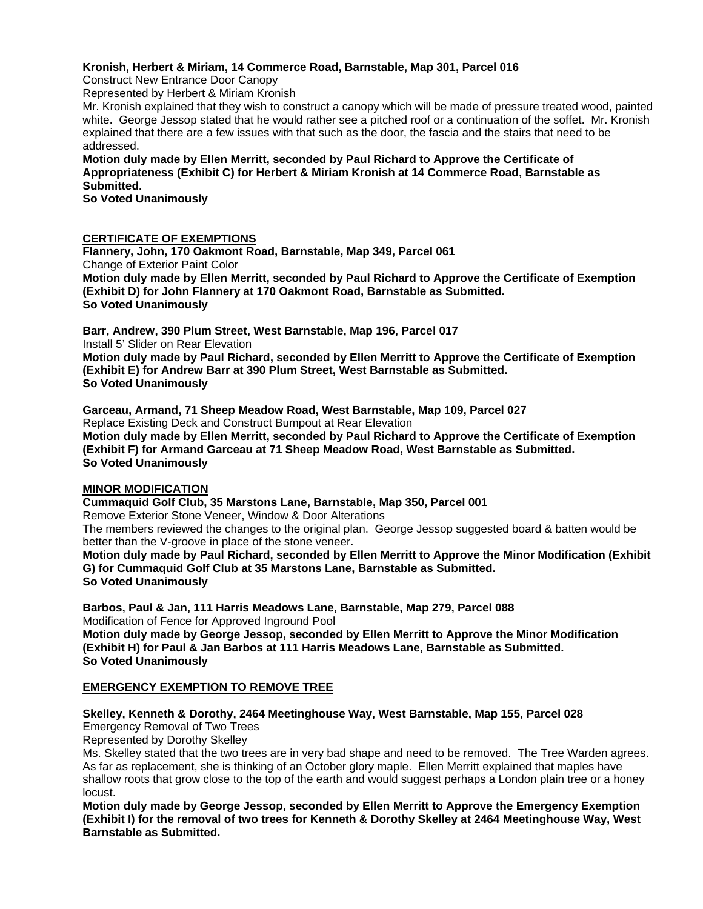**Kronish, Herbert & Miriam, 14 Commerce Road, Barnstable, Map 301, Parcel 016**
Construct New Entrance Door Canopy
Represented by Herbert & Miriam Kronish
Mr. Kronish explained that they wish to construct a canopy which will be made of pressure treated wood, painted white. George Jessop stated that he would rather see a pitched roof or a continuation of the soffet. Mr. Kronish explained that there are a few issues with that such as the door, the fascia and the stairs that need to be addressed.
**Motion duly made by Ellen Merritt, seconded by Paul Richard to Approve the Certificate of Appropriateness (Exhibit C) for Herbert & Miriam Kronish at 14 Commerce Road, Barnstable as Submitted.**
**So Voted Unanimously**

## CERTIFICATE OF EXEMPTIONS

**Flannery, John, 170 Oakmont Road, Barnstable, Map 349, Parcel 061**
Change of Exterior Paint Color
**Motion duly made by Ellen Merritt, seconded by Paul Richard to Approve the Certificate of Exemption (Exhibit D) for John Flannery at 170 Oakmont Road, Barnstable as Submitted.**
**So Voted Unanimously**

**Barr, Andrew, 390 Plum Street, West Barnstable, Map 196, Parcel 017**
Install 5' Slider on Rear Elevation
**Motion duly made by Paul Richard, seconded by Ellen Merritt to Approve the Certificate of Exemption (Exhibit E) for Andrew Barr at 390 Plum Street, West Barnstable as Submitted.**
**So Voted Unanimously**

**Garceau, Armand, 71 Sheep Meadow Road, West Barnstable, Map 109, Parcel 027**
Replace Existing Deck and Construct Bumpout at Rear Elevation
**Motion duly made by Ellen Merritt, seconded by Paul Richard to Approve the Certificate of Exemption (Exhibit F) for Armand Garceau at 71 Sheep Meadow Road, West Barnstable as Submitted.**
**So Voted Unanimously**

## MINOR MODIFICATION

**Cummaquid Golf Club, 35 Marstons Lane, Barnstable, Map 350, Parcel 001**
Remove Exterior Stone Veneer, Window & Door Alterations
The members reviewed the changes to the original plan. George Jessop suggested board & batten would be better than the V-groove in place of the stone veneer.
**Motion duly made by Paul Richard, seconded by Ellen Merritt to Approve the Minor Modification (Exhibit G) for Cummaquid Golf Club at 35 Marstons Lane, Barnstable as Submitted.**
**So Voted Unanimously**

**Barbos, Paul & Jan, 111 Harris Meadows Lane, Barnstable, Map 279, Parcel 088**
Modification of Fence for Approved Inground Pool
**Motion duly made by George Jessop, seconded by Ellen Merritt to Approve the Minor Modification (Exhibit H) for Paul & Jan Barbos at 111 Harris Meadows Lane, Barnstable as Submitted.**
**So Voted Unanimously**

## EMERGENCY EXEMPTION TO REMOVE TREE

**Skelley, Kenneth & Dorothy, 2464 Meetinghouse Way, West Barnstable, Map 155, Parcel 028**
Emergency Removal of Two Trees
Represented by Dorothy Skelley
Ms. Skelley stated that the two trees are in very bad shape and need to be removed. The Tree Warden agrees. As far as replacement, she is thinking of an October glory maple. Ellen Merritt explained that maples have shallow roots that grow close to the top of the earth and would suggest perhaps a London plain tree or a honey locust.
**Motion duly made by George Jessop, seconded by Ellen Merritt to Approve the Emergency Exemption (Exhibit I) for the removal of two trees for Kenneth & Dorothy Skelley at 2464 Meetinghouse Way, West Barnstable as Submitted.**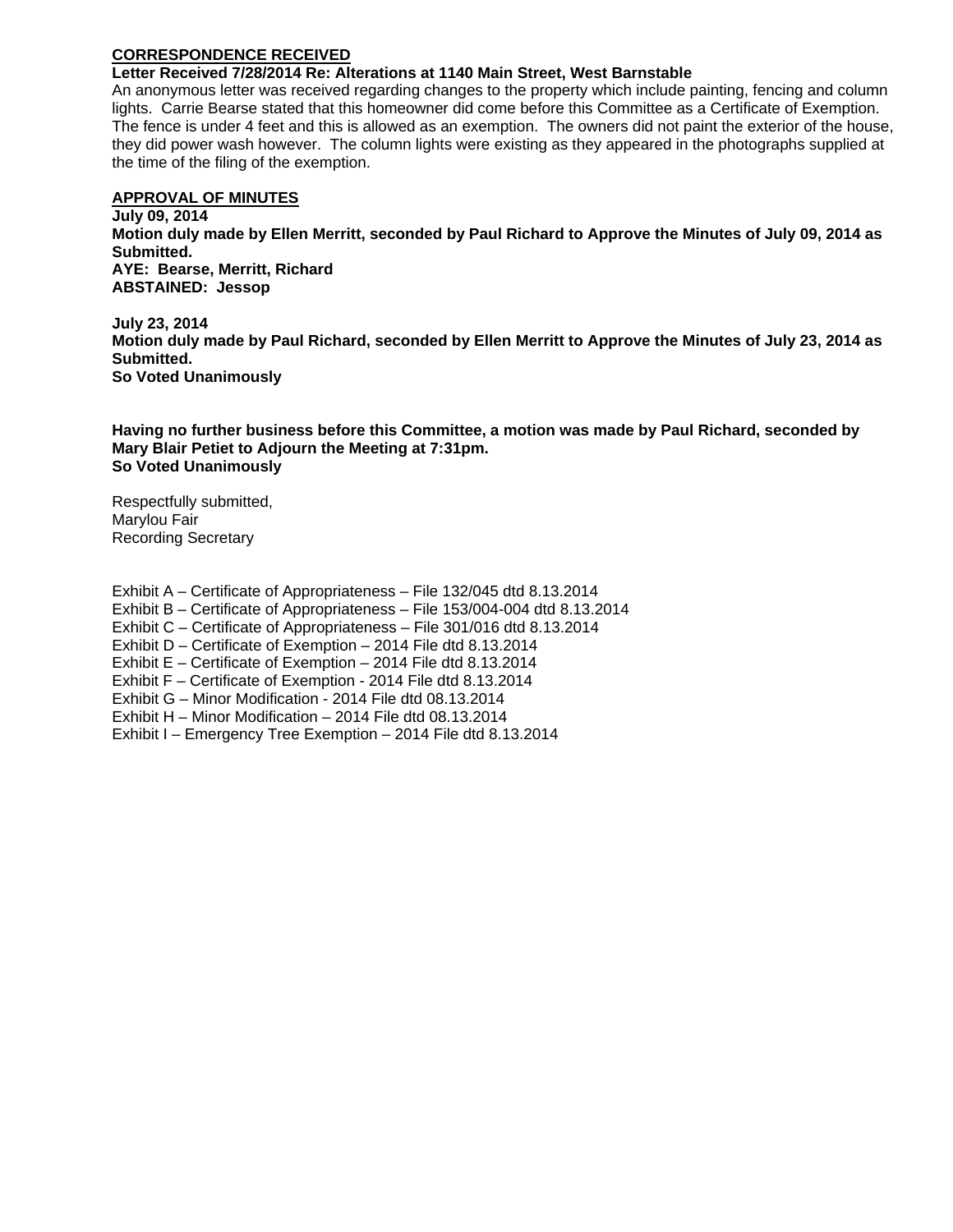**CORRESPONDENCE RECEIVED**

**Letter Received 7/28/2014 Re: Alterations at 1140 Main Street, West Barnstable**

An anonymous letter was received regarding changes to the property which include painting, fencing and column lights. Carrie Bearse stated that this homeowner did come before this Committee as a Certificate of Exemption. The fence is under 4 feet and this is allowed as an exemption. The owners did not paint the exterior of the house, they did power wash however. The column lights were existing as they appeared in the photographs supplied at the time of the filing of the exemption.

**APPROVAL OF MINUTES**

**July 09, 2014**
**Motion duly made by Ellen Merritt, seconded by Paul Richard to Approve the Minutes of July 09, 2014 as Submitted.**
**AYE: Bearse, Merritt, Richard**
**ABSTAINED: Jessop**

**July 23, 2014**
**Motion duly made by Paul Richard, seconded by Ellen Merritt to Approve the Minutes of July 23, 2014 as Submitted.**
**So Voted Unanimously**

**Having no further business before this Committee, a motion was made by Paul Richard, seconded by Mary Blair Petiet to Adjourn the Meeting at 7:31pm.**
**So Voted Unanimously**

Respectfully submitted,
Marylou Fair
Recording Secretary

Exhibit A – Certificate of Appropriateness – File 132/045 dtd 8.13.2014
Exhibit B – Certificate of Appropriateness – File 153/004-004 dtd 8.13.2014
Exhibit C – Certificate of Appropriateness – File 301/016 dtd 8.13.2014
Exhibit D – Certificate of Exemption – 2014 File dtd 8.13.2014
Exhibit E – Certificate of Exemption – 2014 File dtd 8.13.2014
Exhibit F – Certificate of Exemption - 2014 File dtd 8.13.2014
Exhibit G – Minor Modification - 2014 File dtd 08.13.2014
Exhibit H – Minor Modification – 2014 File dtd 08.13.2014
Exhibit I – Emergency Tree Exemption – 2014 File dtd 8.13.2014